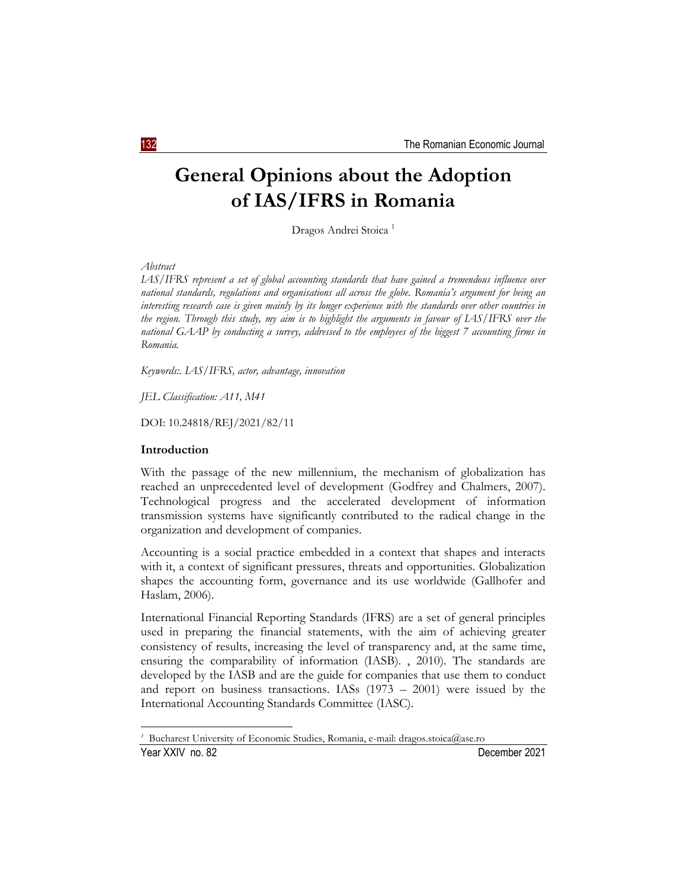# General Opinions about the Adoption of IAS/IFRS in Romania

Dragos Andrei Stoica [1]

*Abstract*

*IAS/IFRS represent a set of global accounting standards that have gained a tremendous influence over national standards, regulations and organisations all across the globe. Romania's argument for being an interesting research case is given mainly by its longer experience with the standards over other countries in the region. Through this study, my aim is to highlight the arguments in favour of IAS/IFRS over the national GAAP by conducting a survey, addressed to the employees of the biggest 7 accounting firms in Romania.*

*Keywords:. IAS/IFRS, actor, advantage, innovation*

*JEL Classification: A11, M41*

DOI: 10.24818/REJ/2021/82/11

## Introduction

With the passage of the new millennium, the mechanism of globalization has reached an unprecedented level of development (Godfrey and Chalmers, 2007). Technological progress and the accelerated development of information transmission systems have significantly contributed to the radical change in the organization and development of companies.

Accounting is a social practice embedded in a context that shapes and interacts with it, a context of significant pressures, threats and opportunities. Globalization shapes the accounting form, governance and its use worldwide (Gallhofer and Haslam, 2006).

International Financial Reporting Standards (IFRS) are a set of general principles used in preparing the financial statements, with the aim of achieving greater consistency of results, increasing the level of transparency and, at the same time, ensuring the comparability of information (IASB). , 2010). The standards are developed by the IASB and are the guide for companies that use them to conduct and report on business transactions. IASs (1973 – 2001) were issued by the International Accounting Standards Committee (IASC).

[1] Bucharest University of Economic Studies, Romania, e-mail: dragos.stoica@ase.ro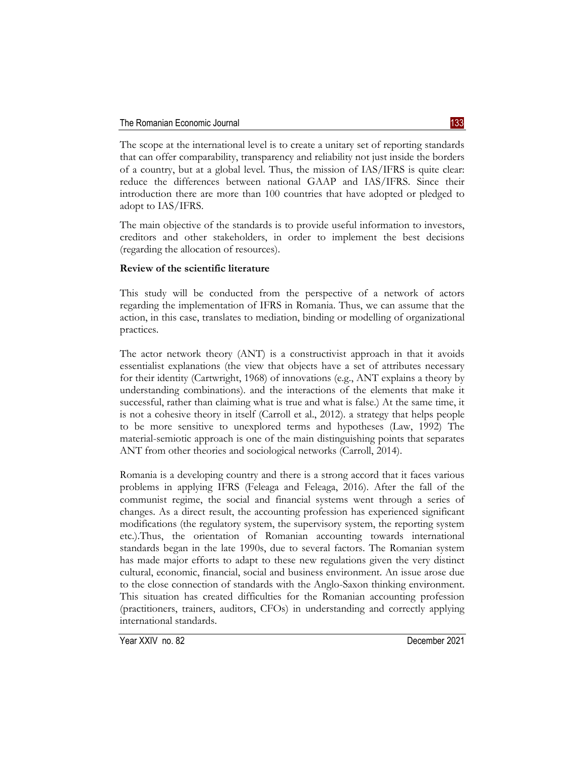The scope at the international level is to create a unitary set of reporting standards that can offer comparability, transparency and reliability not just inside the borders of a country, but at a global level. Thus, the mission of IAS/IFRS is quite clear: reduce the differences between national GAAP and IAS/IFRS. Since their introduction there are more than 100 countries that have adopted or pledged to adopt to IAS/IFRS.

The main objective of the standards is to provide useful information to investors, creditors and other stakeholders, in order to implement the best decisions (regarding the allocation of resources).

**Review of the scientific literature**

This study will be conducted from the perspective of a network of actors regarding the implementation of IFRS in Romania. Thus, we can assume that the action, in this case, translates to mediation, binding or modelling of organizational practices.

The actor network theory (ANT) is a constructivist approach in that it avoids essentialist explanations (the view that objects have a set of attributes necessary for their identity (Cartwright, 1968) of innovations (e.g., ANT explains a theory by understanding combinations). and the interactions of the elements that make it successful, rather than claiming what is true and what is false.) At the same time, it is not a cohesive theory in itself (Carroll et al., 2012). a strategy that helps people to be more sensitive to unexplored terms and hypotheses (Law, 1992) The material-semiotic approach is one of the main distinguishing points that separates ANT from other theories and sociological networks (Carroll, 2014).

Romania is a developing country and there is a strong accord that it faces various problems in applying IFRS (Feleaga and Feleaga, 2016). After the fall of the communist regime, the social and financial systems went through a series of changes. As a direct result, the accounting profession has experienced significant modifications (the regulatory system, the supervisory system, the reporting system etc.).Thus, the orientation of Romanian accounting towards international standards began in the late 1990s, due to several factors. The Romanian system has made major efforts to adapt to these new regulations given the very distinct cultural, economic, financial, social and business environment. An issue arose due to the close connection of standards with the Anglo-Saxon thinking environment. This situation has created difficulties for the Romanian accounting profession (practitioners, trainers, auditors, CFOs) in understanding and correctly applying international standards.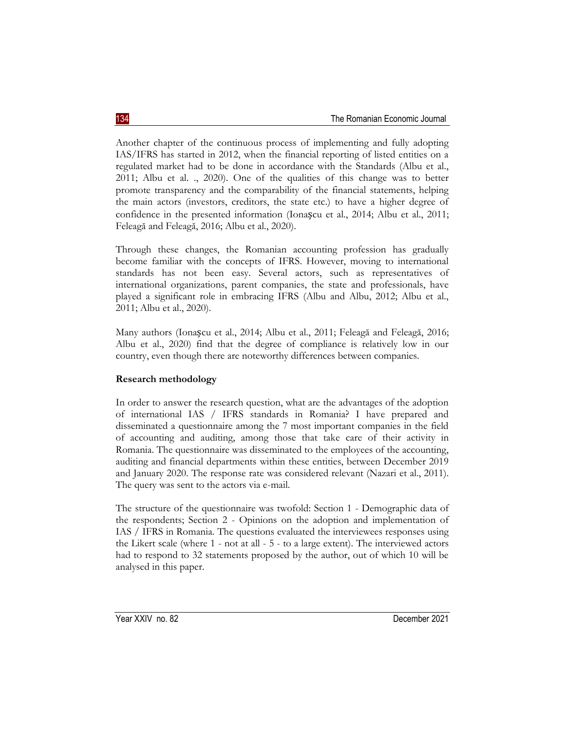Another chapter of the continuous process of implementing and fully adopting IAS/IFRS has started in 2012, when the financial reporting of listed entities on a regulated market had to be done in accordance with the Standards (Albu et al., 2011; Albu et al. ., 2020). One of the qualities of this change was to better promote transparency and the comparability of the financial statements, helping the main actors (investors, creditors, the state etc.) to have a higher degree of confidence in the presented information (Ionașcu et al., 2014; Albu et al., 2011; Feleagă and Feleagă, 2016; Albu et al., 2020).

Through these changes, the Romanian accounting profession has gradually become familiar with the concepts of IFRS. However, moving to international standards has not been easy. Several actors, such as representatives of international organizations, parent companies, the state and professionals, have played a significant role in embracing IFRS (Albu and Albu, 2012; Albu et al., 2011; Albu et al., 2020).

Many authors (Ionașcu et al., 2014; Albu et al., 2011; Feleagă and Feleagă, 2016; Albu et al., 2020) find that the degree of compliance is relatively low in our country, even though there are noteworthy differences between companies.

## Research methodology

In order to answer the research question, what are the advantages of the adoption of international IAS / IFRS standards in Romania? I have prepared and disseminated a questionnaire among the 7 most important companies in the field of accounting and auditing, among those that take care of their activity in Romania. The questionnaire was disseminated to the employees of the accounting, auditing and financial departments within these entities, between December 2019 and January 2020. The response rate was considered relevant (Nazari et al., 2011). The query was sent to the actors via e-mail.

The structure of the questionnaire was twofold: Section 1 - Demographic data of the respondents; Section 2 - Opinions on the adoption and implementation of IAS / IFRS in Romania. The questions evaluated the interviewees responses using the Likert scale (where 1 - not at all - 5 - to a large extent). The interviewed actors had to respond to 32 statements proposed by the author, out of which 10 will be analysed in this paper.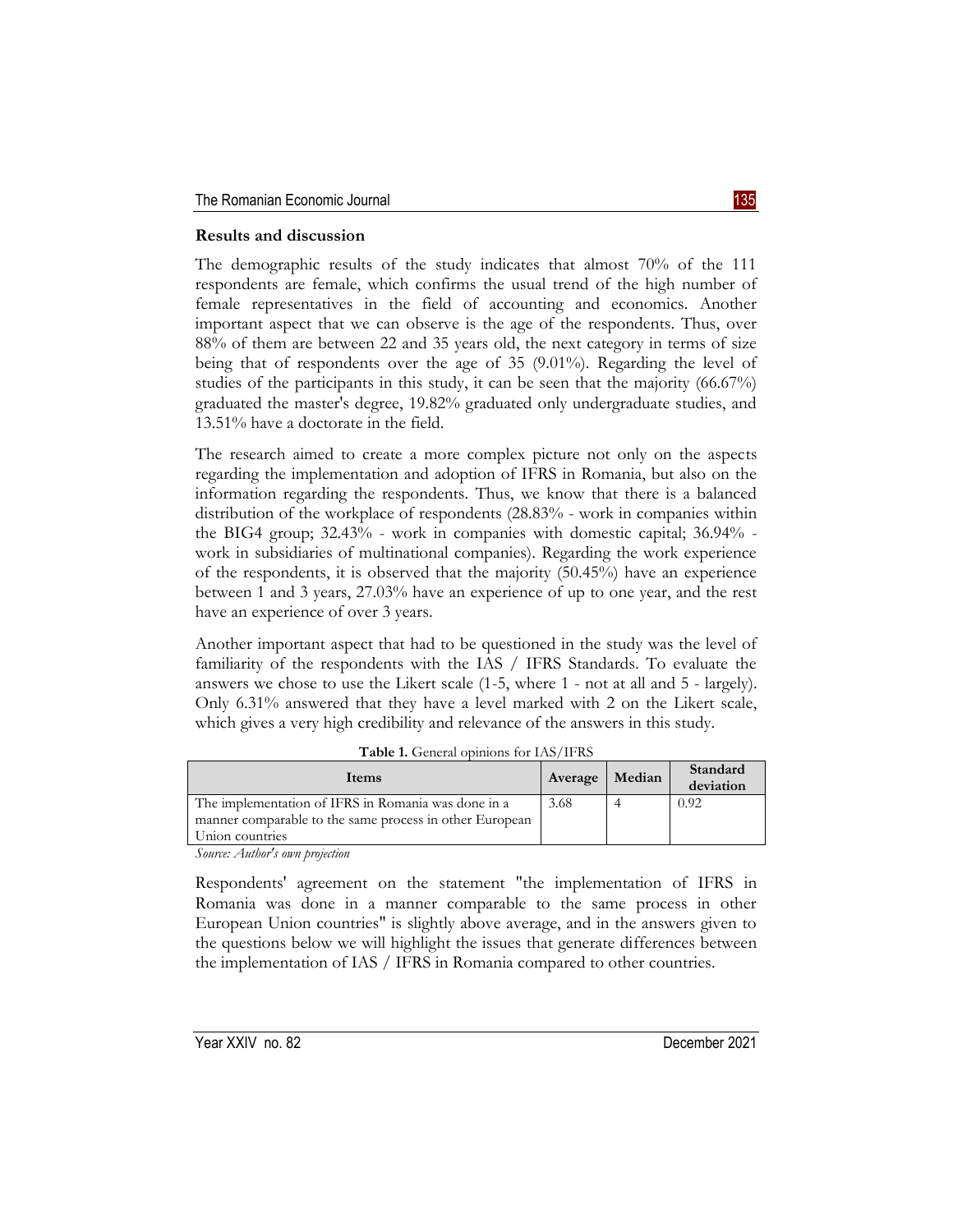## Results and discussion

The demographic results of the study indicates that almost 70% of the 111 respondents are female, which confirms the usual trend of the high number of female representatives in the field of accounting and economics. Another important aspect that we can observe is the age of the respondents. Thus, over 88% of them are between 22 and 35 years old, the next category in terms of size being that of respondents over the age of 35 (9.01%). Regarding the level of studies of the participants in this study, it can be seen that the majority (66.67%) graduated the master's degree, 19.82% graduated only undergraduate studies, and 13.51% have a doctorate in the field.

The research aimed to create a more complex picture not only on the aspects regarding the implementation and adoption of IFRS in Romania, but also on the information regarding the respondents. Thus, we know that there is a balanced distribution of the workplace of respondents (28.83% - work in companies within the BIG4 group; 32.43% - work in companies with domestic capital; 36.94% - work in subsidiaries of multinational companies). Regarding the work experience of the respondents, it is observed that the majority (50.45%) have an experience between 1 and 3 years, 27.03% have an experience of up to one year, and the rest have an experience of over 3 years.

Another important aspect that had to be questioned in the study was the level of familiarity of the respondents with the IAS / IFRS Standards. To evaluate the answers we chose to use the Likert scale (1-5, where 1 - not at all and 5 - largely). Only 6.31% answered that they have a level marked with 2 on the Likert scale, which gives a very high credibility and relevance of the answers in this study.

**Table 1.** General opinions for IAS/IFRS

| Items | Average | Median | Standard deviation |
|---|---|---|---|
| The implementation of IFRS in Romania was done in a manner comparable to the same process in other European Union countries | 3.68 | 4 | 0.92 |

*Source: Author's own projection*

Respondents' agreement on the statement "the implementation of IFRS in Romania was done in a manner comparable to the same process in other European Union countries" is slightly above average, and in the answers given to the questions below we will highlight the issues that generate differences between the implementation of IAS / IFRS in Romania compared to other countries.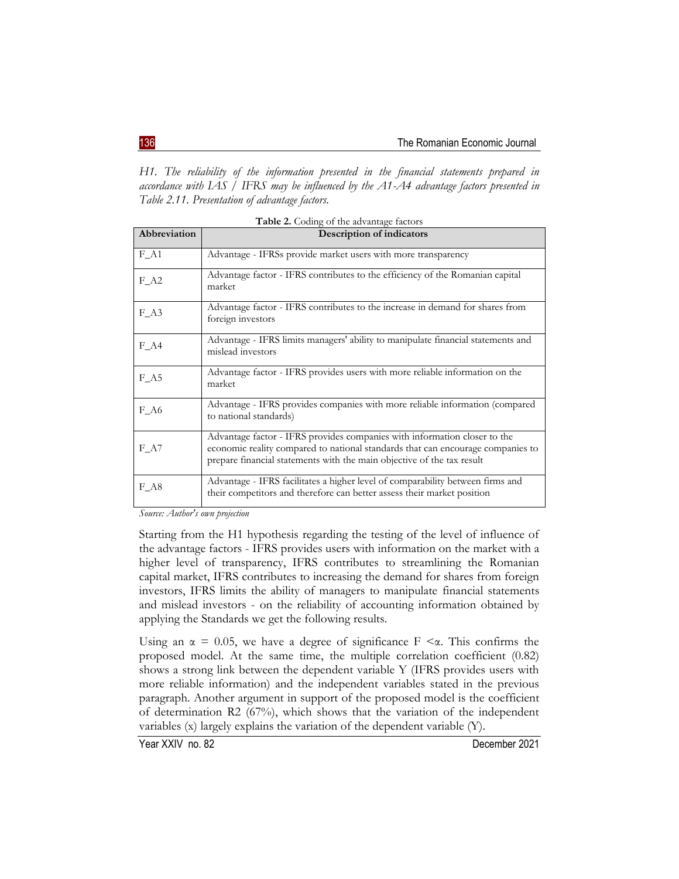*H1. The reliability of the information presented in the financial statements prepared in accordance with IAS / IFRS may be influenced by the A1-A4 advantage factors presented in Table 2.11. Presentation of advantage factors.*

**Table 2.** Coding of the advantage factors

| Abbreviation | Description of indicators |
|---|---|
| F_A1 | Advantage - IFRSs provide market users with more transparency |
| F_A2 | Advantage factor - IFRS contributes to the efficiency of the Romanian capital market |
| F_A3 | Advantage factor - IFRS contributes to the increase in demand for shares from foreign investors |
| F_A4 | Advantage - IFRS limits managers' ability to manipulate financial statements and mislead investors |
| F_A5 | Advantage factor - IFRS provides users with more reliable information on the market |
| F_A6 | Advantage - IFRS provides companies with more reliable information (compared to national standards) |
| F_A7 | Advantage factor - IFRS provides companies with information closer to the economic reality compared to national standards that can encourage companies to prepare financial statements with the main objective of the tax result |
| F_A8 | Advantage - IFRS facilitates a higher level of comparability between firms and their competitors and therefore can better assess their market position |

*Source: Author's own projection*

Starting from the H1 hypothesis regarding the testing of the level of influence of the advantage factors - IFRS provides users with information on the market with a higher level of transparency, IFRS contributes to streamlining the Romanian capital market, IFRS contributes to increasing the demand for shares from foreign investors, IFRS limits the ability of managers to manipulate financial statements and mislead investors - on the reliability of accounting information obtained by applying the Standards we get the following results.

Using an $\alpha = 0.05$, we have a degree of significance $F < \alpha$. This confirms the proposed model. At the same time, the multiple correlation coefficient (0.82) shows a strong link between the dependent variable Y (IFRS provides users with more reliable information) and the independent variables stated in the previous paragraph. Another argument in support of the proposed model is the coefficient of determination $R2$ (67%), which shows that the variation of the independent variables (x) largely explains the variation of the dependent variable (Y).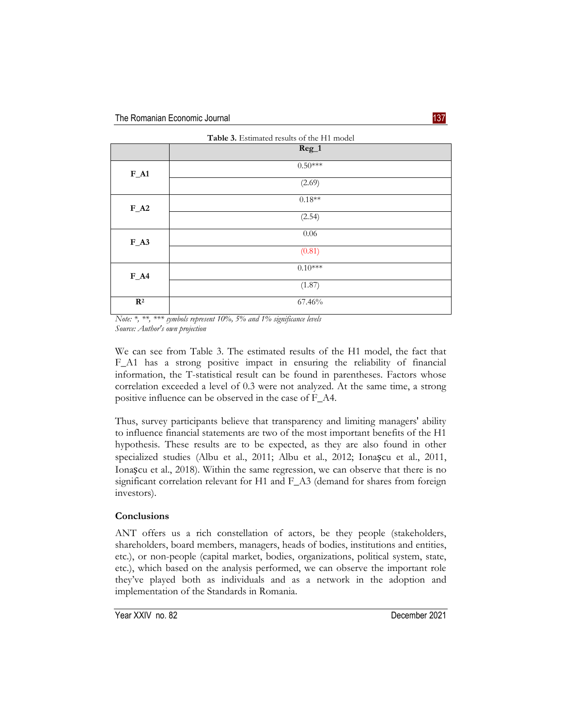**Table 3.** Estimated results of the H1 model

| | Reg_1 |
|---|---|
| **F_A1** | 0.50*** |
| | (2.69) |
| **F_A2** | 0.18** |
| | (2.54) |
| **F_A3** | 0.06 |
| | (0.81) |
| **F_A4** | 0.10*** |
| | (1.87) |
| **$R^2$** | 67.46% |

*Note: *, **, *** symbols represent 10%, 5% and 1% significance levels*
*Source: Author's own projection*

We can see from Table 3. The estimated results of the H1 model, the fact that F_A1 has a strong positive impact in ensuring the reliability of financial information, the T-statistical result can be found in parentheses. Factors whose correlation exceeded a level of 0.3 were not analyzed. At the same time, a strong positive influence can be observed in the case of F_A4.

Thus, survey participants believe that transparency and limiting managers' ability to influence financial statements are two of the most important benefits of the H1 hypothesis. These results are to be expected, as they are also found in other specialized studies (Albu et al., 2011; Albu et al., 2012; Ionaşcu et al., 2011, Ionaşcu et al., 2018). Within the same regression, we can observe that there is no significant correlation relevant for H1 and F_A3 (demand for shares from foreign investors).

## Conclusions

ANT offers us a rich constellation of actors, be they people (stakeholders, shareholders, board members, managers, heads of bodies, institutions and entities, etc.), or non-people (capital market, bodies, organizations, political system, state, etc.), which based on the analysis performed, we can observe the important role they've played both as individuals and as a network in the adoption and implementation of the Standards in Romania.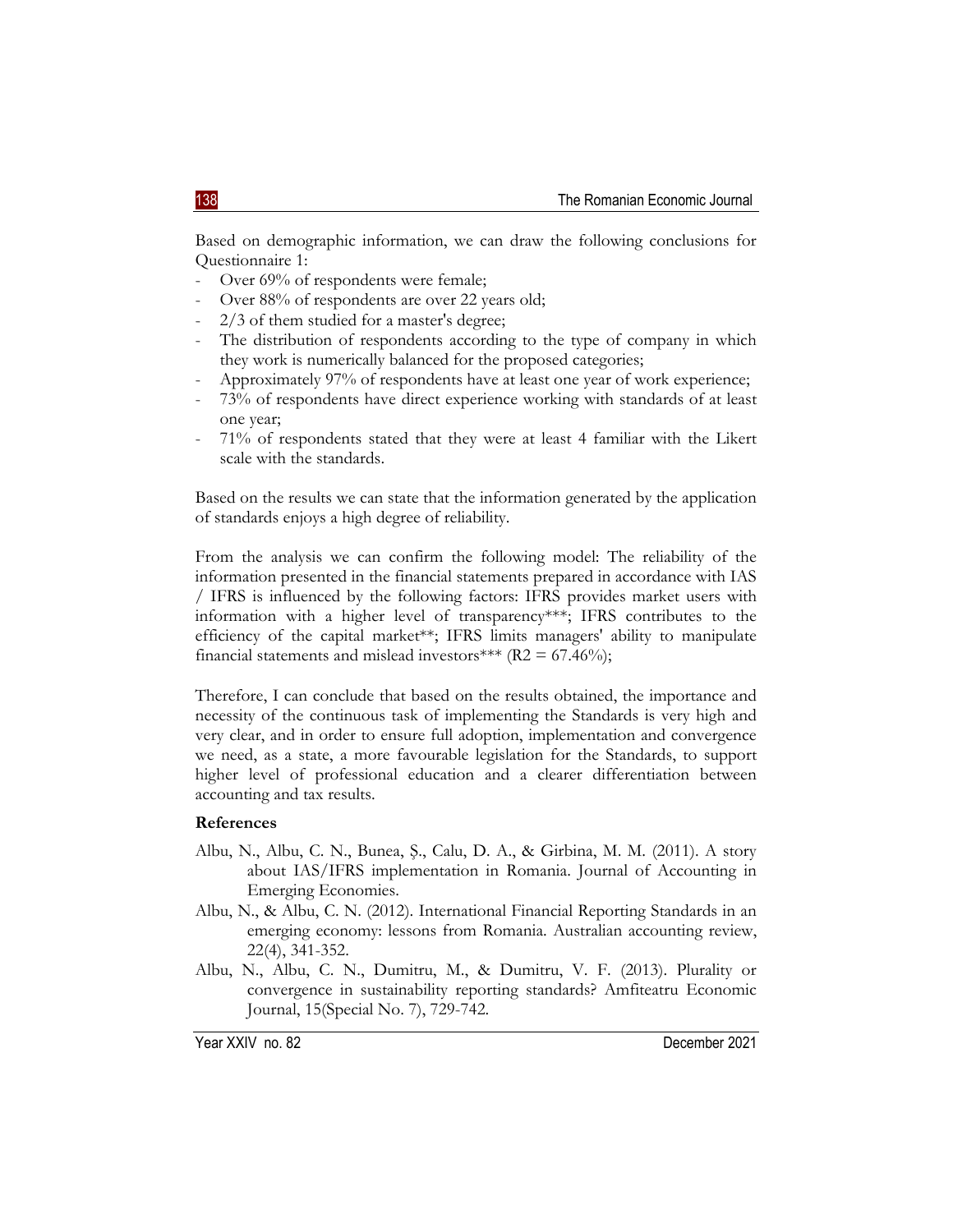Based on demographic information, we can draw the following conclusions for Questionnaire 1:

- Over 69% of respondents were female;
- Over 88% of respondents are over 22 years old;
- 2/3 of them studied for a master's degree;
- The distribution of respondents according to the type of company in which they work is numerically balanced for the proposed categories;
- Approximately 97% of respondents have at least one year of work experience;
- 73% of respondents have direct experience working with standards of at least one year;
- 71% of respondents stated that they were at least 4 familiar with the Likert scale with the standards.

Based on the results we can state that the information generated by the application of standards enjoys a high degree of reliability.

From the analysis we can confirm the following model: The reliability of the information presented in the financial statements prepared in accordance with IAS / IFRS is influenced by the following factors: IFRS provides market users with information with a higher level of transparency***; IFRS contributes to the efficiency of the capital market**; IFRS limits managers' ability to manipulate financial statements and mislead investors*** ($R2 = 67.46\%$);

Therefore, I can conclude that based on the results obtained, the importance and necessity of the continuous task of implementing the Standards is very high and very clear, and in order to ensure full adoption, implementation and convergence we need, as a state, a more favourable legislation for the Standards, to support higher level of professional education and a clearer differentiation between accounting and tax results.

**References**

Albu, N., Albu, C. N., Bunea, Ş., Calu, D. A., & Girbina, M. M. (2011). A story about IAS/IFRS implementation in Romania. Journal of Accounting in Emerging Economies.

Albu, N., & Albu, C. N. (2012). International Financial Reporting Standards in an emerging economy: lessons from Romania. Australian accounting review, 22(4), 341-352.

Albu, N., Albu, C. N., Dumitru, M., & Dumitru, V. F. (2013). Plurality or convergence in sustainability reporting standards? Amfiteatru Economic Journal, 15(Special No. 7), 729-742.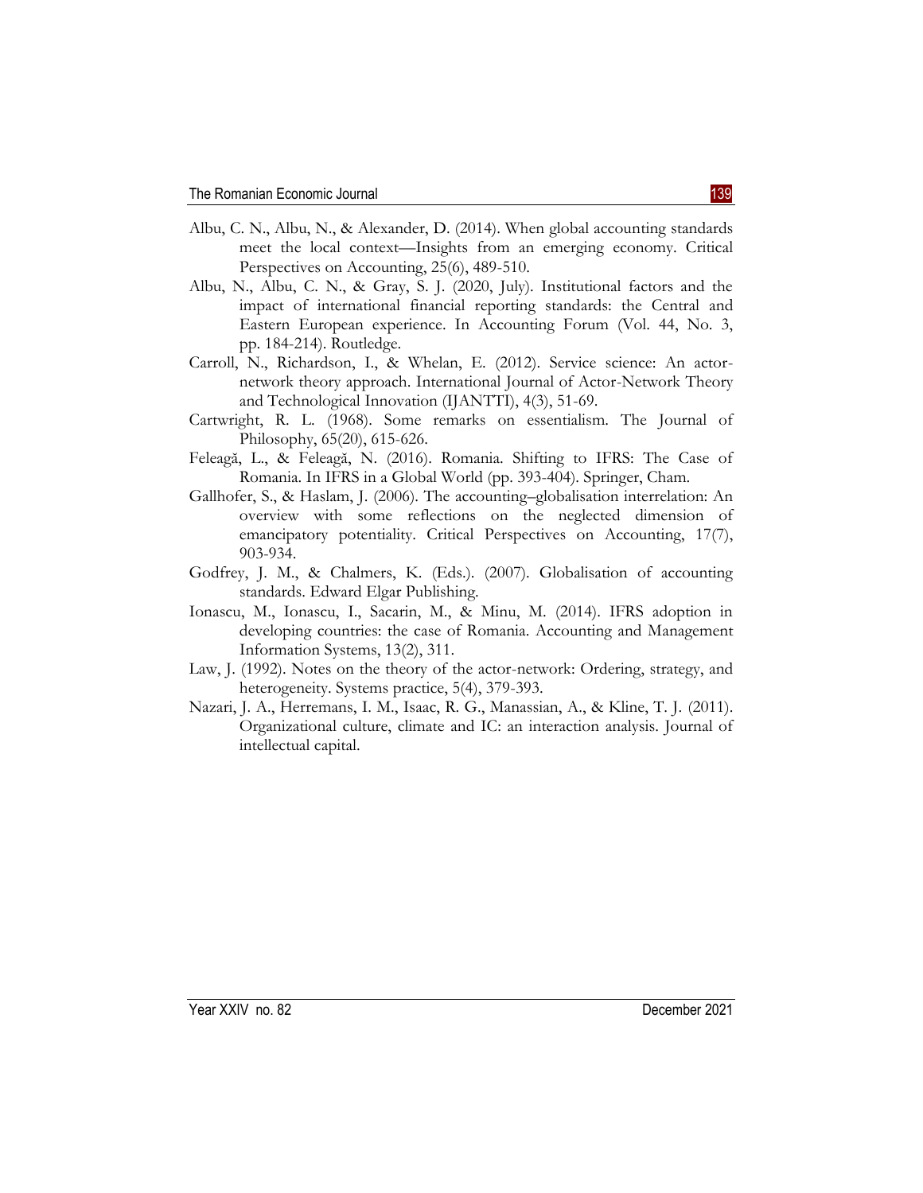Albu, C. N., Albu, N., & Alexander, D. (2014). When global accounting standards meet the local context—Insights from an emerging economy. Critical Perspectives on Accounting, 25(6), 489-510.

Albu, N., Albu, C. N., & Gray, S. J. (2020, July). Institutional factors and the impact of international financial reporting standards: the Central and Eastern European experience. In Accounting Forum (Vol. 44, No. 3, pp. 184-214). Routledge.

Carroll, N., Richardson, I., & Whelan, E. (2012). Service science: An actor-network theory approach. International Journal of Actor-Network Theory and Technological Innovation (IJANTTI), 4(3), 51-69.

Cartwright, R. L. (1968). Some remarks on essentialism. The Journal of Philosophy, 65(20), 615-626.

Feleagă, L., & Feleagă, N. (2016). Romania. Shifting to IFRS: The Case of Romania. In IFRS in a Global World (pp. 393-404). Springer, Cham.

Gallhofer, S., & Haslam, J. (2006). The accounting–globalisation interrelation: An overview with some reflections on the neglected dimension of emancipatory potentiality. Critical Perspectives on Accounting, 17(7), 903-934.

Godfrey, J. M., & Chalmers, K. (Eds.). (2007). Globalisation of accounting standards. Edward Elgar Publishing.

Ionascu, M., Ionascu, I., Sacarin, M., & Minu, M. (2014). IFRS adoption in developing countries: the case of Romania. Accounting and Management Information Systems, 13(2), 311.

Law, J. (1992). Notes on the theory of the actor-network: Ordering, strategy, and heterogeneity. Systems practice, 5(4), 379-393.

Nazari, J. A., Herremans, I. M., Isaac, R. G., Manassian, A., & Kline, T. J. (2011). Organizational culture, climate and IC: an interaction analysis. Journal of intellectual capital.